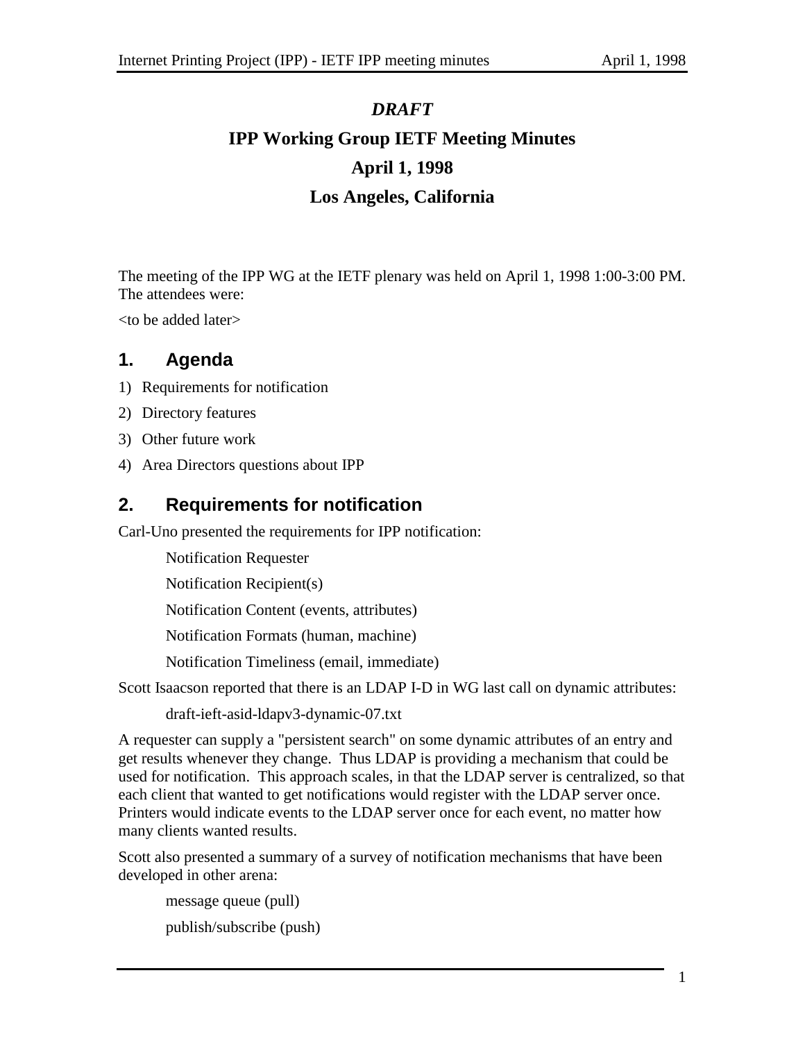***DRAFT***

**IPP Working Group IETF Meeting Minutes**

**April 1, 1998**

**Los Angeles, California**

The meeting of the IPP WG at the IETF plenary was held on April 1, 1998 1:00-3:00 PM. The attendees were:

<to be added later>

## 1. Agenda

1) Requirements for notification
2) Directory features
3) Other future work
4) Area Directors questions about IPP

## 2. Requirements for notification

Carl-Uno presented the requirements for IPP notification:

Notification Requester

Notification Recipient(s)

Notification Content (events, attributes)

Notification Formats (human, machine)

Notification Timeliness (email, immediate)

Scott Isaacson reported that there is an LDAP I-D in WG last call on dynamic attributes:

draft-ieft-asid-ldapv3-dynamic-07.txt

A requester can supply a "persistent search" on some dynamic attributes of an entry and get results whenever they change. Thus LDAP is providing a mechanism that could be used for notification. This approach scales, in that the LDAP server is centralized, so that each client that wanted to get notifications would register with the LDAP server once. Printers would indicate events to the LDAP server once for each event, no matter how many clients wanted results.

Scott also presented a summary of a survey of notification mechanisms that have been developed in other arena:

message queue (pull)

publish/subscribe (push)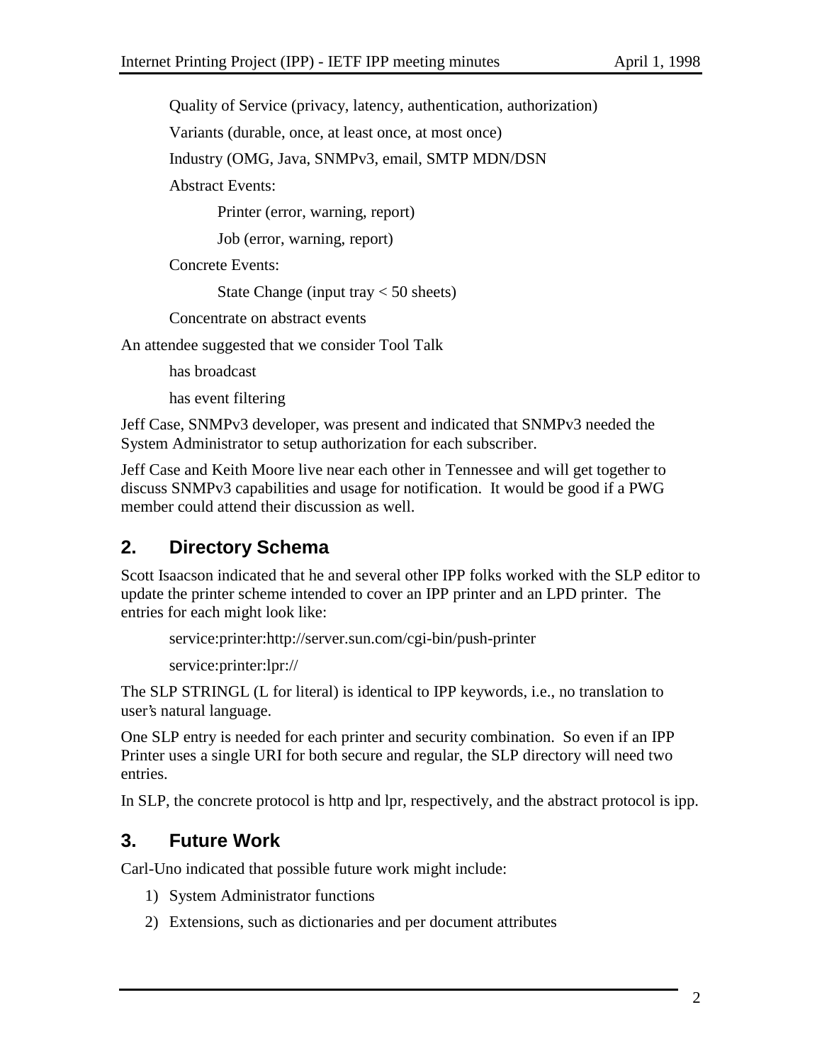Quality of Service (privacy, latency, authentication, authorization)

Variants (durable, once, at least once, at most once)

Industry (OMG, Java, SNMPv3, email, SMTP MDN/DSN

Abstract Events:

Printer (error, warning, report)

Job (error, warning, report)

Concrete Events:

State Change (input tray < 50 sheets)

Concentrate on abstract events

An attendee suggested that we consider Tool Talk

has broadcast

has event filtering

Jeff Case, SNMPv3 developer, was present and indicated that SNMPv3 needed the System Administrator to setup authorization for each subscriber.

Jeff Case and Keith Moore live near each other in Tennessee and will get together to discuss SNMPv3 capabilities and usage for notification. It would be good if a PWG member could attend their discussion as well.

## 2. Directory Schema

Scott Isaacson indicated that he and several other IPP folks worked with the SLP editor to update the printer scheme intended to cover an IPP printer and an LPD printer. The entries for each might look like:

service:printer:http://server.sun.com/cgi-bin/push-printer

service:printer:lpr://

The SLP STRINGL (L for literal) is identical to IPP keywords, i.e., no translation to user's natural language.

One SLP entry is needed for each printer and security combination. So even if an IPP Printer uses a single URI for both secure and regular, the SLP directory will need two entries.

In SLP, the concrete protocol is http and lpr, respectively, and the abstract protocol is ipp.

## 3. Future Work

Carl-Uno indicated that possible future work might include:

1) System Administrator functions
2) Extensions, such as dictionaries and per document attributes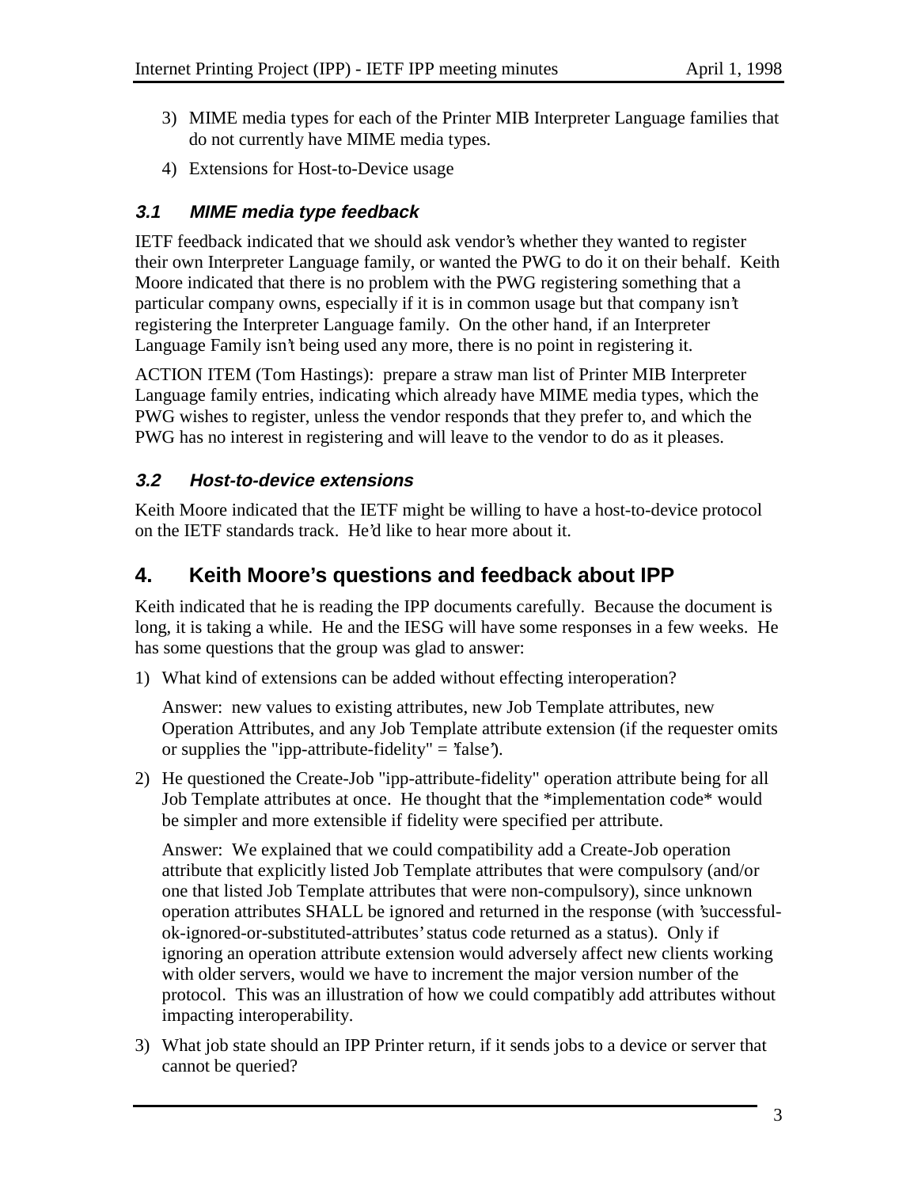3) MIME media types for each of the Printer MIB Interpreter Language families that do not currently have MIME media types.
4) Extensions for Host-to-Device usage

### 3.1 MIME media type feedback

IETF feedback indicated that we should ask vendor's whether they wanted to register their own Interpreter Language family, or wanted the PWG to do it on their behalf. Keith Moore indicated that there is no problem with the PWG registering something that a particular company owns, especially if it is in common usage but that company isn't registering the Interpreter Language family. On the other hand, if an Interpreter Language Family isn't being used any more, there is no point in registering it.

ACTION ITEM (Tom Hastings): prepare a straw man list of Printer MIB Interpreter Language family entries, indicating which already have MIME media types, which the PWG wishes to register, unless the vendor responds that they prefer to, and which the PWG has no interest in registering and will leave to the vendor to do as it pleases.

### 3.2 Host-to-device extensions

Keith Moore indicated that the IETF might be willing to have a host-to-device protocol on the IETF standards track. He'd like to hear more about it.

## 4. Keith Moore's questions and feedback about IPP

Keith indicated that he is reading the IPP documents carefully. Because the document is long, it is taking a while. He and the IESG will have some responses in a few weeks. He has some questions that the group was glad to answer:

1) What kind of extensions can be added without effecting interoperation?

   Answer: new values to existing attributes, new Job Template attributes, new Operation Attributes, and any Job Template attribute extension (if the requester omits or supplies the "ipp-attribute-fidelity" = 'false').

2) He questioned the Create-Job "ipp-attribute-fidelity" operation attribute being for all Job Template attributes at once. He thought that the *implementation code* would be simpler and more extensible if fidelity were specified per attribute.

   Answer: We explained that we could compatibility add a Create-Job operation attribute that explicitly listed Job Template attributes that were compulsory (and/or one that listed Job Template attributes that were non-compulsory), since unknown operation attributes SHALL be ignored and returned in the response (with 'successful-ok-ignored-or-substituted-attributes' status code returned as a status). Only if ignoring an operation attribute extension would adversely affect new clients working with older servers, would we have to increment the major version number of the protocol. This was an illustration of how we could compatibly add attributes without impacting interoperability.

3) What job state should an IPP Printer return, if it sends jobs to a device or server that cannot be queried?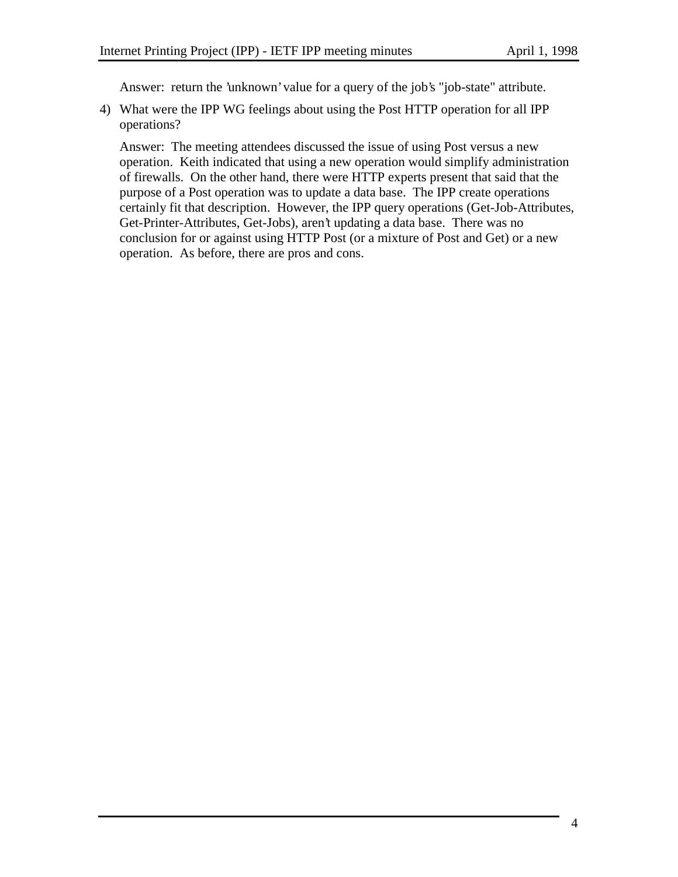Answer: return the 'unknown' value for a query of the job's "job-state" attribute.

4) What were the IPP WG feelings about using the Post HTTP operation for all IPP operations?

   Answer: The meeting attendees discussed the issue of using Post versus a new operation. Keith indicated that using a new operation would simplify administration of firewalls. On the other hand, there were HTTP experts present that said that the purpose of a Post operation was to update a data base. The IPP create operations certainly fit that description. However, the IPP query operations (Get-Job-Attributes, Get-Printer-Attributes, Get-Jobs), aren't updating a data base. There was no conclusion for or against using HTTP Post (or a mixture of Post and Get) or a new operation. As before, there are pros and cons.